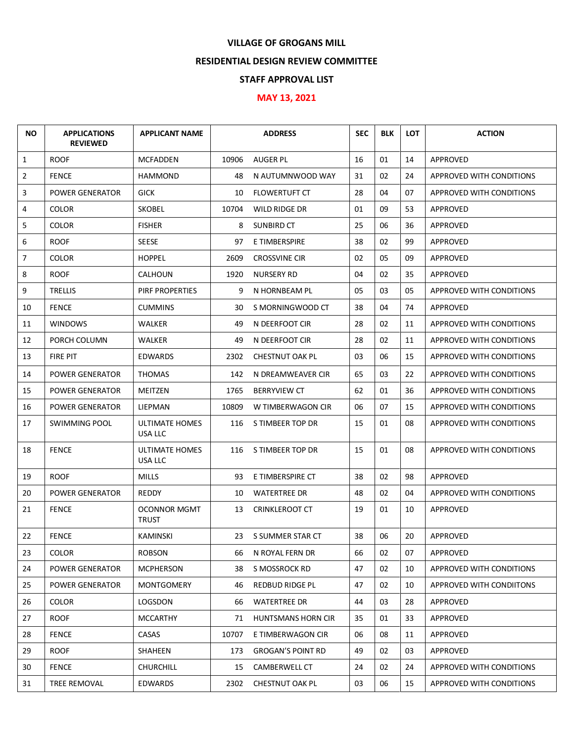# VILLAGE OF GROGANS MILL

## RESIDENTIAL DESIGN REVIEW COMMITTEE

## STAFF APPROVAL LIST

## MAY 13, 2021

| NO | APPLICATIONS REVIEWED | APPLICANT NAME | ADDRESS | | SEC | BLK | LOT | ACTION |
|---|---|---|---|---|---|---|---|---|
| 1 | ROOF | MCFADDEN | 10906 | AUGER PL | 16 | 01 | 14 | APPROVED |
| 2 | FENCE | HAMMOND | 48 | N AUTUMNWOOD WAY | 31 | 02 | 24 | APPROVED WITH CONDITIONS |
| 3 | POWER GENERATOR | GICK | 10 | FLOWERTUFT CT | 28 | 04 | 07 | APPROVED WITH CONDITIONS |
| 4 | COLOR | SKOBEL | 10704 | WILD RIDGE DR | 01 | 09 | 53 | APPROVED |
| 5 | COLOR | FISHER | 8 | SUNBIRD CT | 25 | 06 | 36 | APPROVED |
| 6 | ROOF | SEESE | 97 | E TIMBERSPIRE | 38 | 02 | 99 | APPROVED |
| 7 | COLOR | HOPPEL | 2609 | CROSSVINE CIR | 02 | 05 | 09 | APPROVED |
| 8 | ROOF | CALHOUN | 1920 | NURSERY RD | 04 | 02 | 35 | APPROVED |
| 9 | TRELLIS | PIRF PROPERTIES | 9 | N HORNBEAM PL | 05 | 03 | 05 | APPROVED WITH CONDITIONS |
| 10 | FENCE | CUMMINS | 30 | S MORNINGWOOD CT | 38 | 04 | 74 | APPROVED |
| 11 | WINDOWS | WALKER | 49 | N DEERFOOT CIR | 28 | 02 | 11 | APPROVED WITH CONDITIONS |
| 12 | PORCH COLUMN | WALKER | 49 | N DEERFOOT CIR | 28 | 02 | 11 | APPROVED WITH CONDITIONS |
| 13 | FIRE PIT | EDWARDS | 2302 | CHESTNUT OAK PL | 03 | 06 | 15 | APPROVED WITH CONDITIONS |
| 14 | POWER GENERATOR | THOMAS | 142 | N DREAMWEAVER CIR | 65 | 03 | 22 | APPROVED WITH CONDITIONS |
| 15 | POWER GENERATOR | MEITZEN | 1765 | BERRYVIEW CT | 62 | 01 | 36 | APPROVED WITH CONDITIONS |
| 16 | POWER GENERATOR | LIEPMAN | 10809 | W TIMBERWAGON CIR | 06 | 07 | 15 | APPROVED WITH CONDITIONS |
| 17 | SWIMMING POOL | ULTIMATE HOMES USA LLC | 116 | S TIMBEER TOP DR | 15 | 01 | 08 | APPROVED WITH CONDITIONS |
| 18 | FENCE | ULTIMATE HOMES USA LLC | 116 | S TIMBEER TOP DR | 15 | 01 | 08 | APPROVED WITH CONDITIONS |
| 19 | ROOF | MILLS | 93 | E TIMBERSPIRE CT | 38 | 02 | 98 | APPROVED |
| 20 | POWER GENERATOR | REDDY | 10 | WATERTREE DR | 48 | 02 | 04 | APPROVED WITH CONDITIONS |
| 21 | FENCE | OCONNOR MGMT TRUST | 13 | CRINKLEROOT CT | 19 | 01 | 10 | APPROVED |
| 22 | FENCE | KAMINSKI | 23 | S SUMMER STAR CT | 38 | 06 | 20 | APPROVED |
| 23 | COLOR | ROBSON | 66 | N ROYAL FERN DR | 66 | 02 | 07 | APPROVED |
| 24 | POWER GENERATOR | MCPHERSON | 38 | S MOSSROCK RD | 47 | 02 | 10 | APPROVED WITH CONDITIONS |
| 25 | POWER GENERATOR | MONTGOMERY | 46 | REDBUD RIDGE PL | 47 | 02 | 10 | APPROVED WITH CONDIITONS |
| 26 | COLOR | LOGSDON | 66 | WATERTREE DR | 44 | 03 | 28 | APPROVED |
| 27 | ROOF | MCCARTHY | 71 | HUNTSMANS HORN CIR | 35 | 01 | 33 | APPROVED |
| 28 | FENCE | CASAS | 10707 | E TIMBERWAGON CIR | 06 | 08 | 11 | APPROVED |
| 29 | ROOF | SHAHEEN | 173 | GROGAN'S POINT RD | 49 | 02 | 03 | APPROVED |
| 30 | FENCE | CHURCHILL | 15 | CAMBERWELL CT | 24 | 02 | 24 | APPROVED WITH CONDITIONS |
| 31 | TREE REMOVAL | EDWARDS | 2302 | CHESTNUT OAK PL | 03 | 06 | 15 | APPROVED WITH CONDITIONS |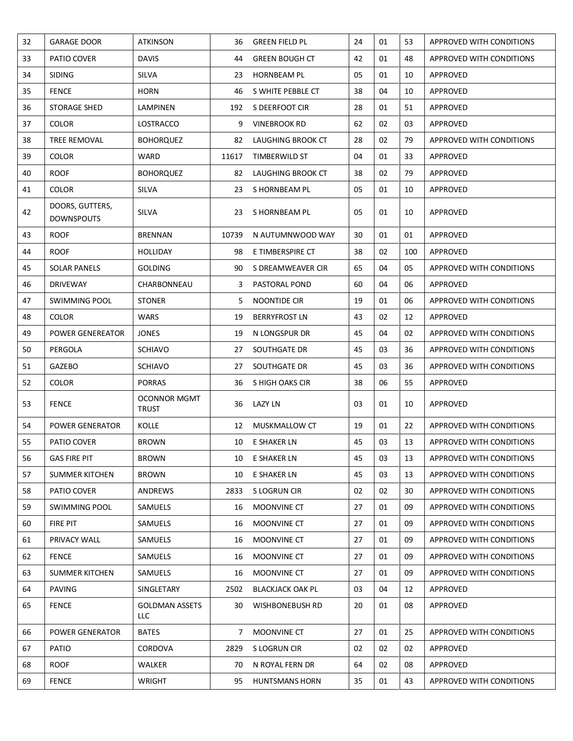| | | | | | | | | |
|---|---|---|---|---|---|---|---|---|
| 32 | GARAGE DOOR | ATKINSON | 36 | GREEN FIELD PL | 24 | 01 | 53 | APPROVED WITH CONDITIONS |
| 33 | PATIO COVER | DAVIS | 44 | GREEN BOUGH CT | 42 | 01 | 48 | APPROVED WITH CONDITIONS |
| 34 | SIDING | SILVA | 23 | HORNBEAM PL | 05 | 01 | 10 | APPROVED |
| 35 | FENCE | HORN | 46 | S WHITE PEBBLE CT | 38 | 04 | 10 | APPROVED |
| 36 | STORAGE SHED | LAMPINEN | 192 | S DEERFOOT CIR | 28 | 01 | 51 | APPROVED |
| 37 | COLOR | LOSTRACCO | 9 | VINEBROOK RD | 62 | 02 | 03 | APPROVED |
| 38 | TREE REMOVAL | BOHORQUEZ | 82 | LAUGHING BROOK CT | 28 | 02 | 79 | APPROVED WITH CONDITIONS |
| 39 | COLOR | WARD | 11617 | TIMBERWILD ST | 04 | 01 | 33 | APPROVED |
| 40 | ROOF | BOHORQUEZ | 82 | LAUGHING BROOK CT | 38 | 02 | 79 | APPROVED |
| 41 | COLOR | SILVA | 23 | S HORNBEAM PL | 05 | 01 | 10 | APPROVED |
| 42 | DOORS, GUTTERS, DOWNSPOUTS | SILVA | 23 | S HORNBEAM PL | 05 | 01 | 10 | APPROVED |
| 43 | ROOF | BRENNAN | 10739 | N AUTUMNWOOD WAY | 30 | 01 | 01 | APPROVED |
| 44 | ROOF | HOLLIDAY | 98 | E TIMBERSPIRE CT | 38 | 02 | 100 | APPROVED |
| 45 | SOLAR PANELS | GOLDING | 90 | S DREAMWEAVER CIR | 65 | 04 | 05 | APPROVED WITH CONDITIONS |
| 46 | DRIVEWAY | CHARBONNEAU | 3 | PASTORAL POND | 60 | 04 | 06 | APPROVED |
| 47 | SWIMMING POOL | STONER | 5 | NOONTIDE CIR | 19 | 01 | 06 | APPROVED WITH CONDITIONS |
| 48 | COLOR | WARS | 19 | BERRYFROST LN | 43 | 02 | 12 | APPROVED |
| 49 | POWER GENEREATOR | JONES | 19 | N LONGSPUR DR | 45 | 04 | 02 | APPROVED WITH CONDITIONS |
| 50 | PERGOLA | SCHIAVO | 27 | SOUTHGATE DR | 45 | 03 | 36 | APPROVED WITH CONDITIONS |
| 51 | GAZEBO | SCHIAVO | 27 | SOUTHGATE DR | 45 | 03 | 36 | APPROVED WITH CONDITIONS |
| 52 | COLOR | PORRAS | 36 | S HIGH OAKS CIR | 38 | 06 | 55 | APPROVED |
| 53 | FENCE | OCONNOR MGMT TRUST | 36 | LAZY LN | 03 | 01 | 10 | APPROVED |
| 54 | POWER GENERATOR | KOLLE | 12 | MUSKMALLOW CT | 19 | 01 | 22 | APPROVED WITH CONDITIONS |
| 55 | PATIO COVER | BROWN | 10 | E SHAKER LN | 45 | 03 | 13 | APPROVED WITH CONDITIONS |
| 56 | GAS FIRE PIT | BROWN | 10 | E SHAKER LN | 45 | 03 | 13 | APPROVED WITH CONDITIONS |
| 57 | SUMMER KITCHEN | BROWN | 10 | E SHAKER LN | 45 | 03 | 13 | APPROVED WITH CONDITIONS |
| 58 | PATIO COVER | ANDREWS | 2833 | S LOGRUN CIR | 02 | 02 | 30 | APPROVED WITH CONDITIONS |
| 59 | SWIMMING POOL | SAMUELS | 16 | MOONVINE CT | 27 | 01 | 09 | APPROVED WITH CONDITIONS |
| 60 | FIRE PIT | SAMUELS | 16 | MOONVINE CT | 27 | 01 | 09 | APPROVED WITH CONDITIONS |
| 61 | PRIVACY WALL | SAMUELS | 16 | MOONVINE CT | 27 | 01 | 09 | APPROVED WITH CONDITIONS |
| 62 | FENCE | SAMUELS | 16 | MOONVINE CT | 27 | 01 | 09 | APPROVED WITH CONDITIONS |
| 63 | SUMMER KITCHEN | SAMUELS | 16 | MOONVINE CT | 27 | 01 | 09 | APPROVED WITH CONDITIONS |
| 64 | PAVING | SINGLETARY | 2502 | BLACKJACK OAK PL | 03 | 04 | 12 | APPROVED |
| 65 | FENCE | GOLDMAN ASSETS LLC | 30 | WISHBONEBUSH RD | 20 | 01 | 08 | APPROVED |
| 66 | POWER GENERATOR | BATES | 7 | MOONVINE CT | 27 | 01 | 25 | APPROVED WITH CONDITIONS |
| 67 | PATIO | CORDOVA | 2829 | S LOGRUN CIR | 02 | 02 | 02 | APPROVED |
| 68 | ROOF | WALKER | 70 | N ROYAL FERN DR | 64 | 02 | 08 | APPROVED |
| 69 | FENCE | WRIGHT | 95 | HUNTSMANS HORN | 35 | 01 | 43 | APPROVED WITH CONDITIONS |